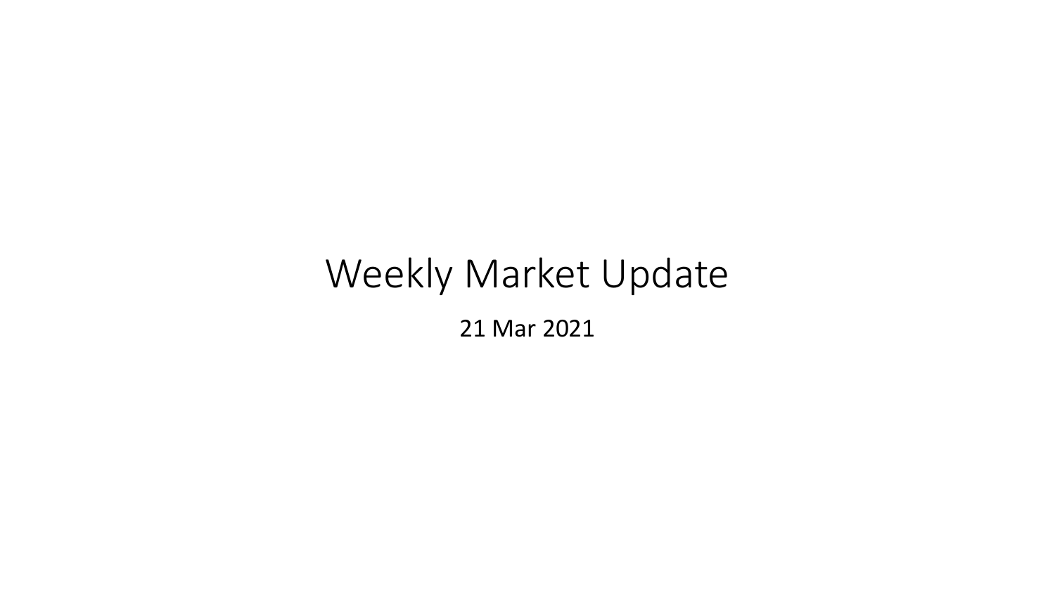# Weekly Market Update

21 Mar 2021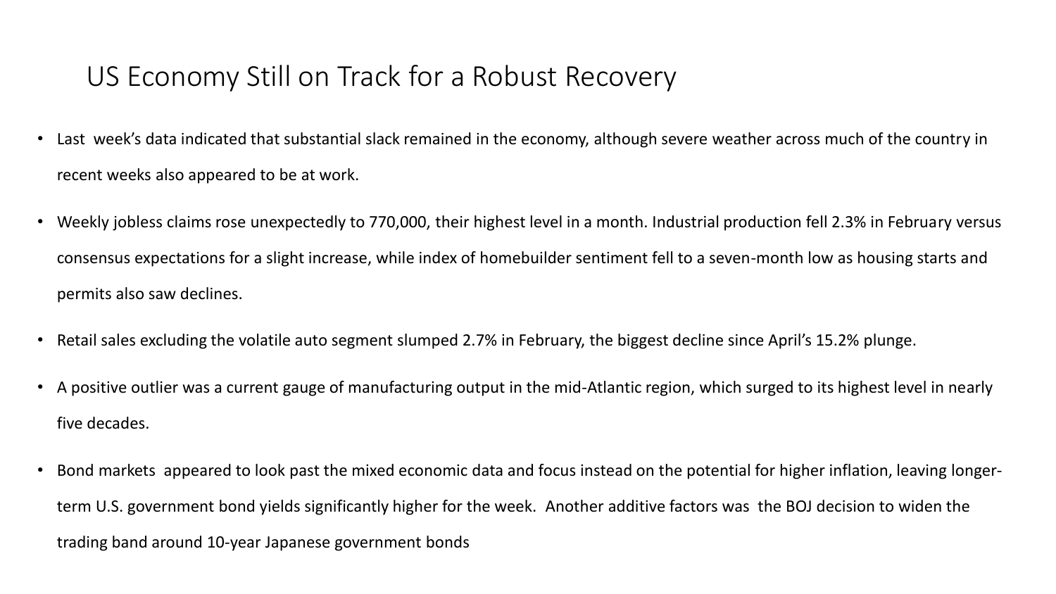# US Economy Still on Track for a Robust Recovery

- Last week's data indicated that substantial slack remained in the economy, although severe weather across much of the country in recent weeks also appeared to be at work.
- Weekly jobless claims rose unexpectedly to 770,000, their highest level in a month. Industrial production fell 2.3% in February versus consensus expectations for a slight increase, while index of homebuilder sentiment fell to a seven-month low as housing starts and permits also saw declines.
- Retail sales excluding the volatile auto segment slumped 2.7% in February, the biggest decline since April's 15.2% plunge.
- A positive outlier was a current gauge of manufacturing output in the mid-Atlantic region, which surged to its highest level in nearly five decades.
- Bond markets appeared to look past the mixed economic data and focus instead on the potential for higher inflation, leaving longer-term U.S. government bond yields significantly higher for the week. Another additive factors was the BOJ decision to widen the trading band around 10-year Japanese government bonds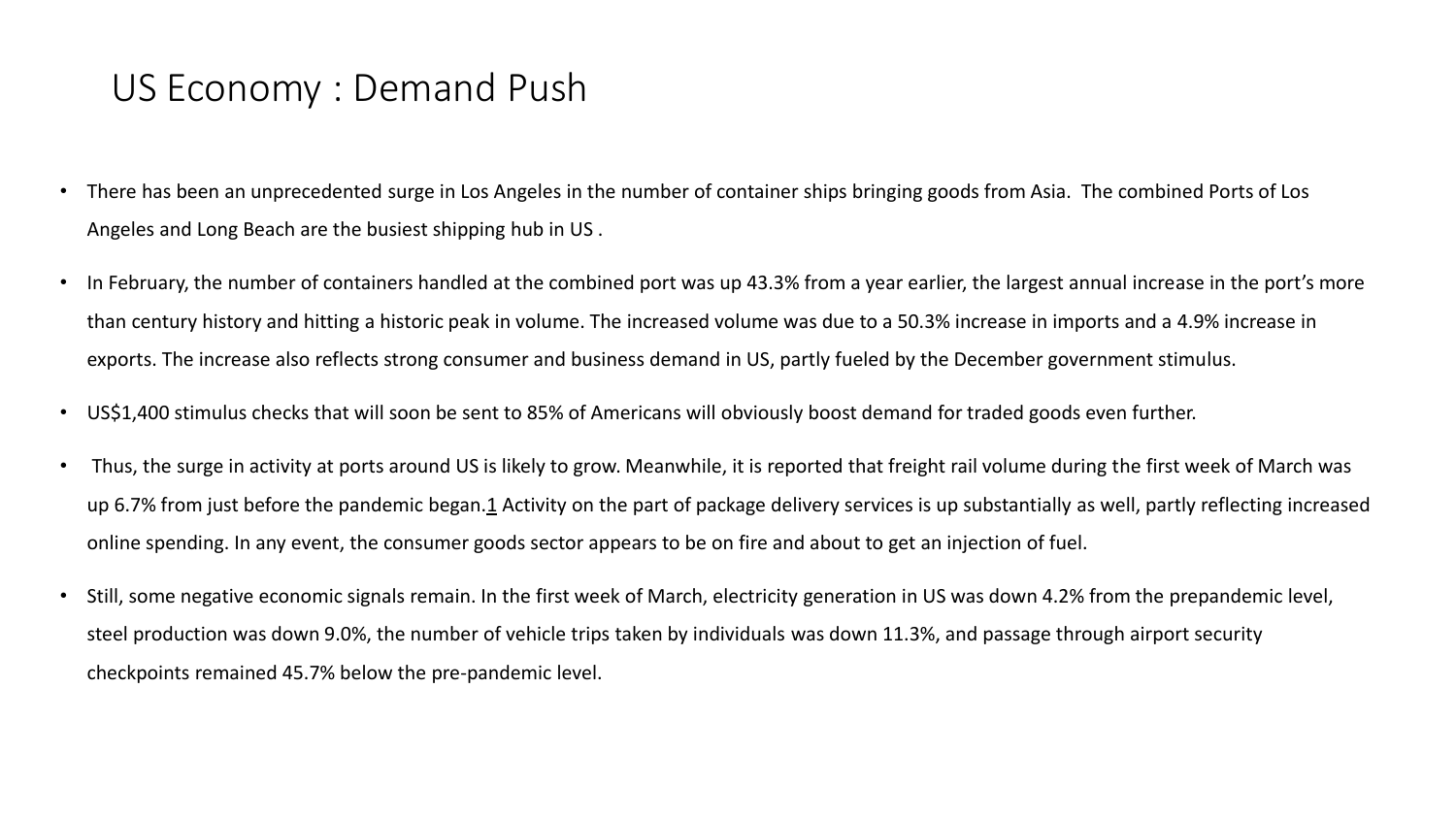# US Economy : Demand Push

- There has been an unprecedented surge in Los Angeles in the number of container ships bringing goods from Asia. The combined Ports of Los Angeles and Long Beach are the busiest shipping hub in US .
- In February, the number of containers handled at the combined port was up 43.3% from a year earlier, the largest annual increase in the port's more than century history and hitting a historic peak in volume. The increased volume was due to a 50.3% increase in imports and a 4.9% increase in exports. The increase also reflects strong consumer and business demand in US, partly fueled by the December government stimulus.
- US$1,400 stimulus checks that will soon be sent to 85% of Americans will obviously boost demand for traded goods even further.
- Thus, the surge in activity at ports around US is likely to grow. Meanwhile, it is reported that freight rail volume during the first week of March was up 6.7% from just before the pandemic began.[1] Activity on the part of package delivery services is up substantially as well, partly reflecting increased online spending. In any event, the consumer goods sector appears to be on fire and about to get an injection of fuel.
- Still, some negative economic signals remain. In the first week of March, electricity generation in US was down 4.2% from the prepandemic level, steel production was down 9.0%, the number of vehicle trips taken by individuals was down 11.3%, and passage through airport security checkpoints remained 45.7% below the pre-pandemic level.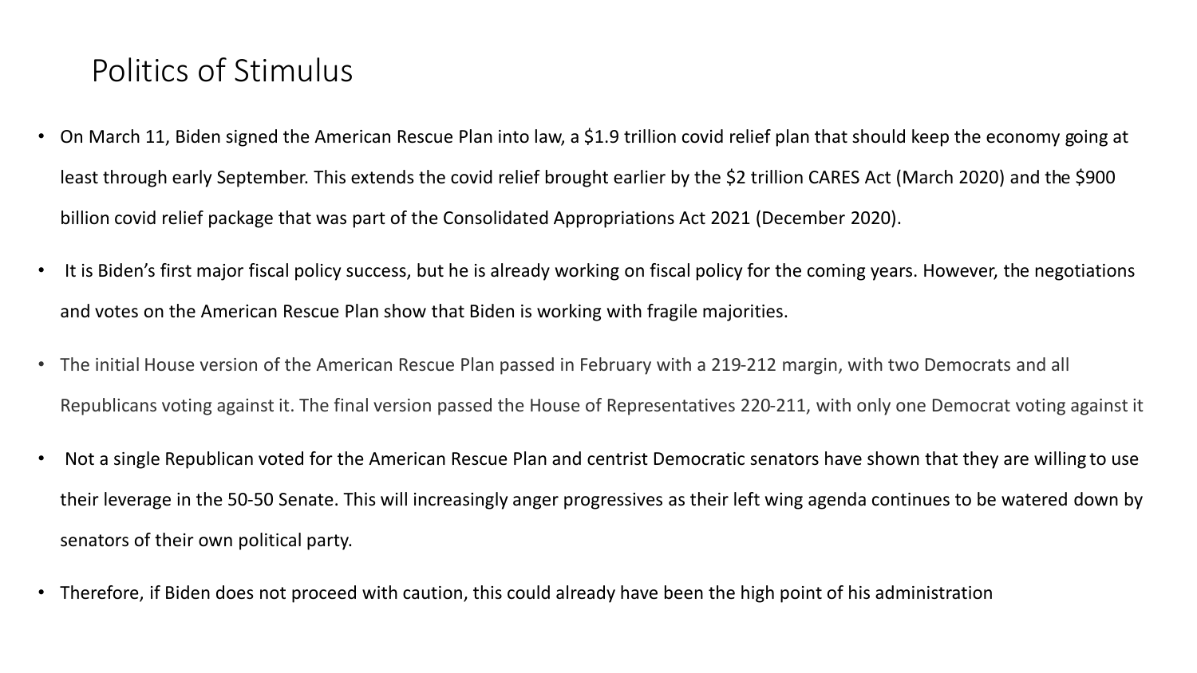# Politics of Stimulus

- On March 11, Biden signed the American Rescue Plan into law, a $1.9 trillion covid relief plan that should keep the economy going at least through early September. This extends the covid relief brought earlier by the $2 trillion CARES Act (March 2020) and the $900 billion covid relief package that was part of the Consolidated Appropriations Act 2021 (December 2020).
- It is Biden's first major fiscal policy success, but he is already working on fiscal policy for the coming years. However, the negotiations and votes on the American Rescue Plan show that Biden is working with fragile majorities.
- The initial House version of the American Rescue Plan passed in February with a 219-212 margin, with two Democrats and all Republicans voting against it. The final version passed the House of Representatives 220-211, with only one Democrat voting against it
- Not a single Republican voted for the American Rescue Plan and centrist Democratic senators have shown that they are willing to use their leverage in the 50-50 Senate. This will increasingly anger progressives as their left wing agenda continues to be watered down by senators of their own political party.
- Therefore, if Biden does not proceed with caution, this could already have been the high point of his administration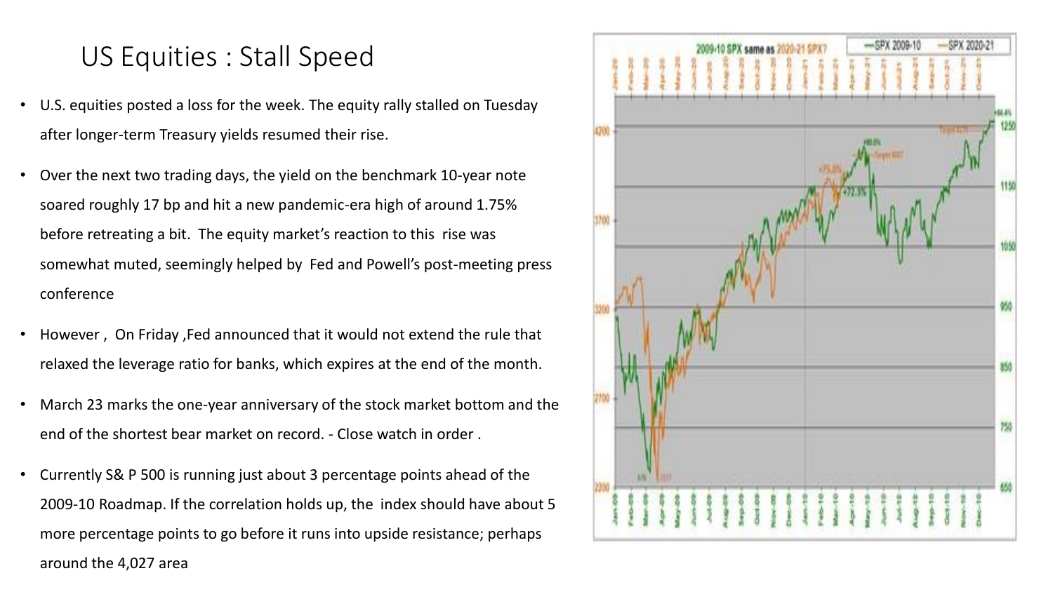# US Equities : Stall Speed

- U.S. equities posted a loss for the week. The equity rally stalled on Tuesday after longer-term Treasury yields resumed their rise.
- Over the next two trading days, the yield on the benchmark 10-year note soared roughly 17 bp and hit a new pandemic-era high of around 1.75% before retreating a bit. The equity market's reaction to this rise was somewhat muted, seemingly helped by Fed and Powell's post-meeting press conference
- However , On Friday ,Fed announced that it would not extend the rule that relaxed the leverage ratio for banks, which expires at the end of the month.
- March 23 marks the one-year anniversary of the stock market bottom and the end of the shortest bear market on record. - Close watch in order .
- Currently S& P 500 is running just about 3 percentage points ahead of the 2009-10 Roadmap. If the correlation holds up, the index should have about 5 more percentage points to go before it runs into upside resistance; perhaps around the 4,027 area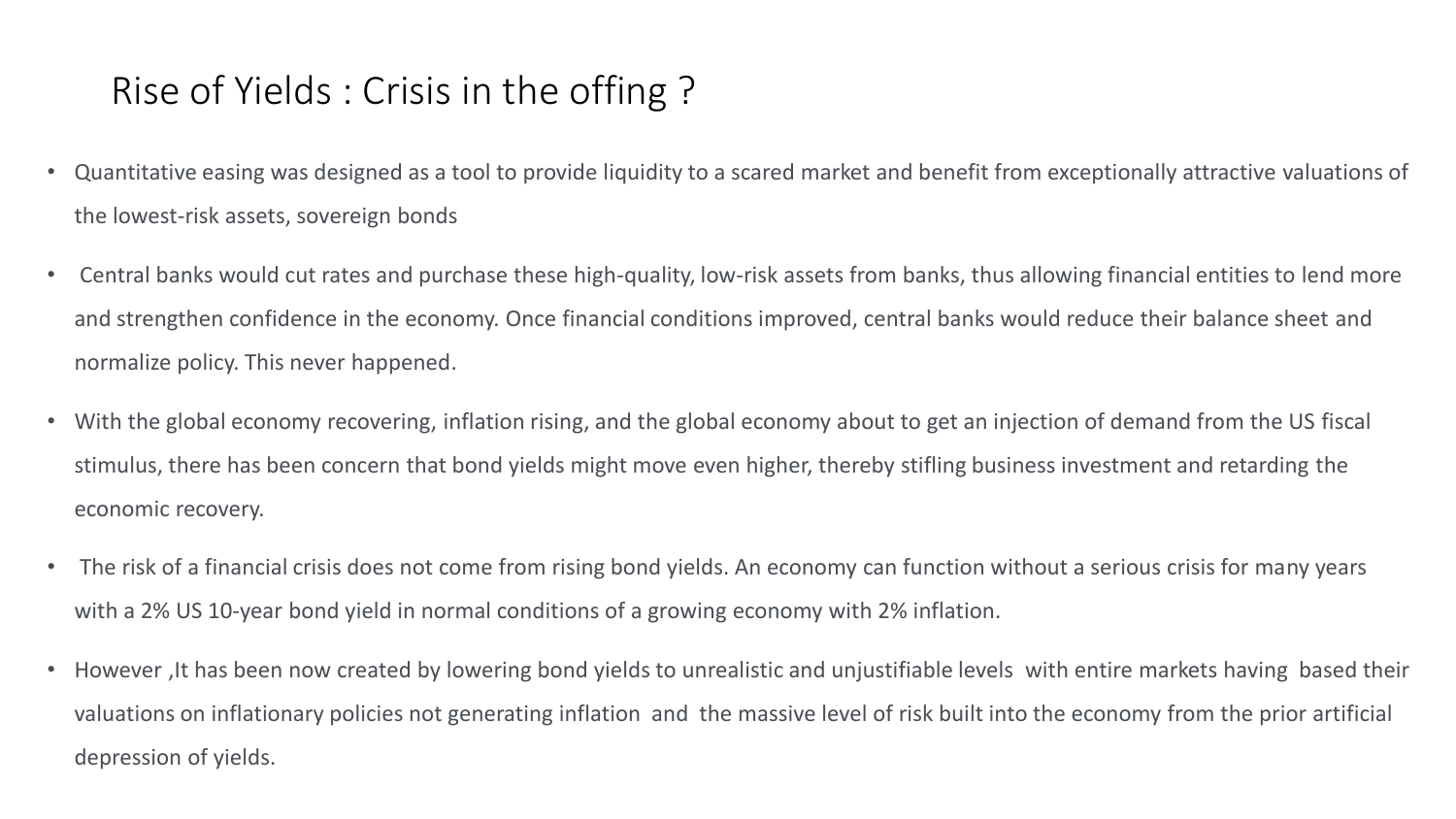# Rise of Yields : Crisis in the offing ?

- Quantitative easing was designed as a tool to provide liquidity to a scared market and benefit from exceptionally attractive valuations of the lowest-risk assets, sovereign bonds
- Central banks would cut rates and purchase these high-quality, low-risk assets from banks, thus allowing financial entities to lend more and strengthen confidence in the economy. Once financial conditions improved, central banks would reduce their balance sheet and normalize policy. This never happened.
- With the global economy recovering, inflation rising, and the global economy about to get an injection of demand from the US fiscal stimulus, there has been concern that bond yields might move even higher, thereby stifling business investment and retarding the economic recovery.
- The risk of a financial crisis does not come from rising bond yields. An economy can function without a serious crisis for many years with a 2% US 10-year bond yield in normal conditions of a growing economy with 2% inflation.
- However ,It has been now created by lowering bond yields to unrealistic and unjustifiable levels with entire markets having based their valuations on inflationary policies not generating inflation and the massive level of risk built into the economy from the prior artificial depression of yields.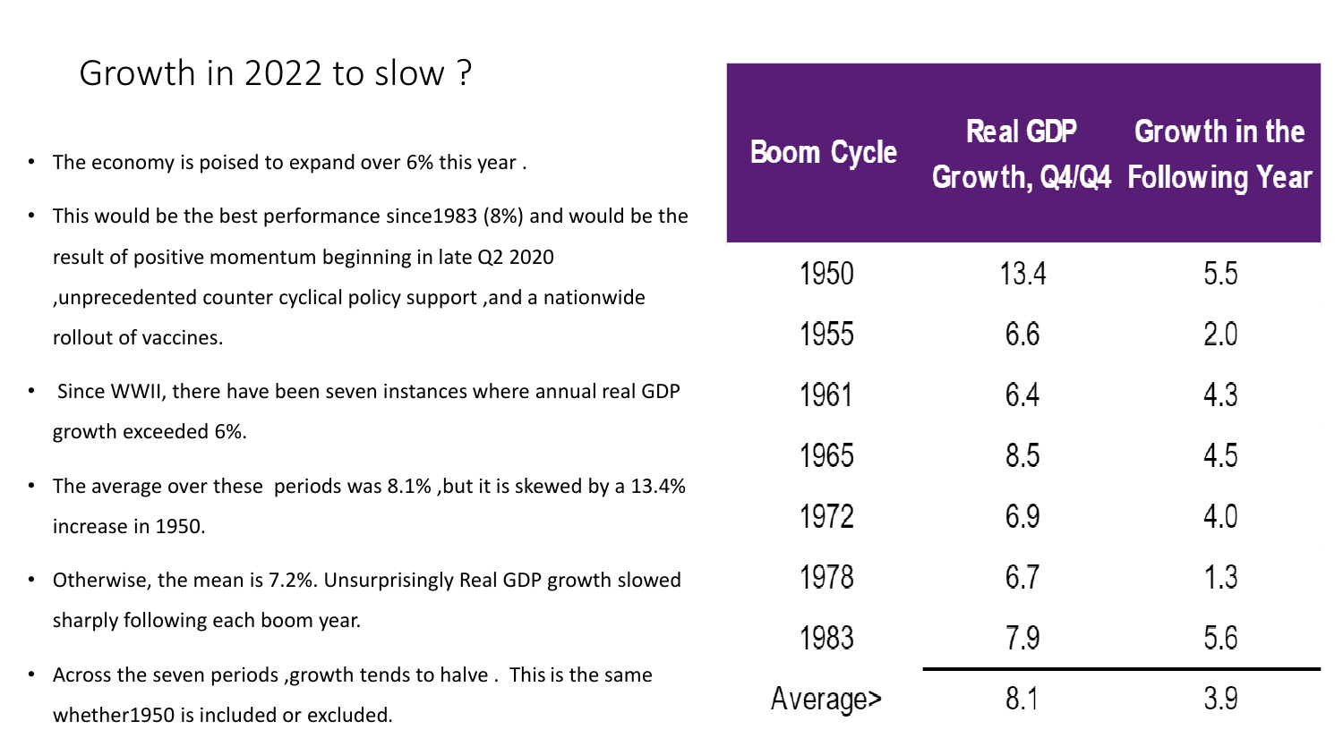# Growth in 2022 to slow ?

- The economy is poised to expand over 6% this year .
- This would be the best performance since1983 (8%) and would be the result of positive momentum beginning in late Q2 2020 ,unprecedented counter cyclical policy support ,and a nationwide rollout of vaccines.
- Since WWII, there have been seven instances where annual real GDP growth exceeded 6%.
- The average over these periods was 8.1% ,but it is skewed by a 13.4% increase in 1950.
- Otherwise, the mean is 7.2%. Unsurprisingly Real GDP growth slowed sharply following each boom year.
- Across the seven periods ,growth tends to halve . This is the same whether1950 is included or excluded.

| Boom Cycle | Real GDP Growth, Q4/Q4 | Growth in the Following Year |
|---|---|---|
| 1950 | 13.4 | 5.5 |
| 1955 | 6.6 | 2.0 |
| 1961 | 6.4 | 4.3 |
| 1965 | 8.5 | 4.5 |
| 1972 | 6.9 | 4.0 |
| 1978 | 6.7 | 1.3 |
| 1983 | 7.9 | 5.6 |
| Average> | 8.1 | 3.9 |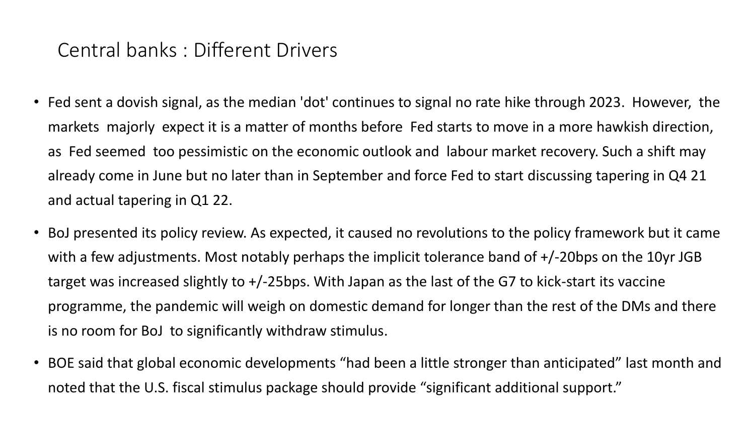# Central banks : Different Drivers

- Fed sent a dovish signal, as the median 'dot' continues to signal no rate hike through 2023. However, the markets majorly expect it is a matter of months before Fed starts to move in a more hawkish direction, as Fed seemed too pessimistic on the economic outlook and labour market recovery. Such a shift may already come in June but no later than in September and force Fed to start discussing tapering in Q4 21 and actual tapering in Q1 22.
- BoJ presented its policy review. As expected, it caused no revolutions to the policy framework but it came with a few adjustments. Most notably perhaps the implicit tolerance band of +/-20bps on the 10yr JGB target was increased slightly to +/-25bps. With Japan as the last of the G7 to kick-start its vaccine programme, the pandemic will weigh on domestic demand for longer than the rest of the DMs and there is no room for BoJ to significantly withdraw stimulus.
- BOE said that global economic developments “had been a little stronger than anticipated” last month and noted that the U.S. fiscal stimulus package should provide “significant additional support.”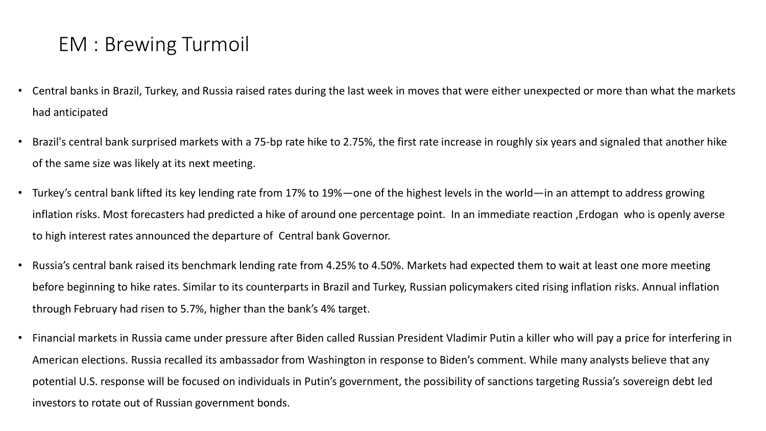# EM : Brewing Turmoil

- Central banks in Brazil, Turkey, and Russia raised rates during the last week in moves that were either unexpected or more than what the markets had anticipated
- Brazil's central bank surprised markets with a 75-bp rate hike to 2.75%, the first rate increase in roughly six years and signaled that another hike of the same size was likely at its next meeting.
- Turkey's central bank lifted its key lending rate from 17% to 19%—one of the highest levels in the world—in an attempt to address growing inflation risks. Most forecasters had predicted a hike of around one percentage point. In an immediate reaction ,Erdogan who is openly averse to high interest rates announced the departure of Central bank Governor.
- Russia's central bank raised its benchmark lending rate from 4.25% to 4.50%. Markets had expected them to wait at least one more meeting before beginning to hike rates. Similar to its counterparts in Brazil and Turkey, Russian policymakers cited rising inflation risks. Annual inflation through February had risen to 5.7%, higher than the bank's 4% target.
- Financial markets in Russia came under pressure after Biden called Russian President Vladimir Putin a killer who will pay a price for interfering in American elections. Russia recalled its ambassador from Washington in response to Biden's comment. While many analysts believe that any potential U.S. response will be focused on individuals in Putin's government, the possibility of sanctions targeting Russia's sovereign debt led investors to rotate out of Russian government bonds.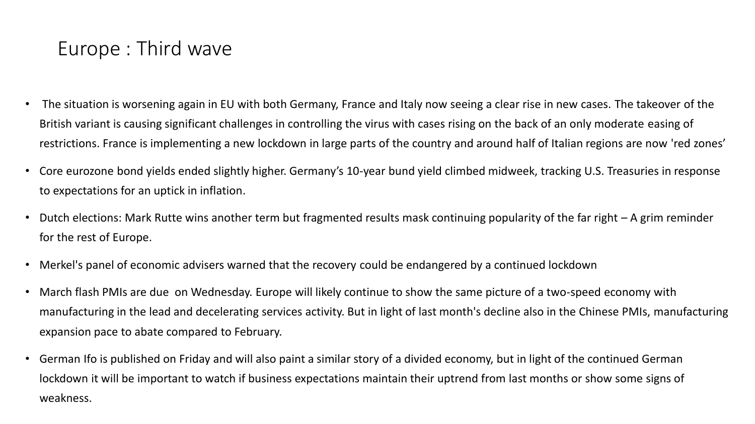# Europe : Third wave

- The situation is worsening again in EU with both Germany, France and Italy now seeing a clear rise in new cases. The takeover of the British variant is causing significant challenges in controlling the virus with cases rising on the back of an only moderate easing of restrictions. France is implementing a new lockdown in large parts of the country and around half of Italian regions are now 'red zones'
- Core eurozone bond yields ended slightly higher. Germany's 10-year bund yield climbed midweek, tracking U.S. Treasuries in response to expectations for an uptick in inflation.
- Dutch elections: Mark Rutte wins another term but fragmented results mask continuing popularity of the far right – A grim reminder for the rest of Europe.
- Merkel's panel of economic advisers warned that the recovery could be endangered by a continued lockdown
- March flash PMIs are due on Wednesday. Europe will likely continue to show the same picture of a two-speed economy with manufacturing in the lead and decelerating services activity. But in light of last month's decline also in the Chinese PMIs, manufacturing expansion pace to abate compared to February.
- German Ifo is published on Friday and will also paint a similar story of a divided economy, but in light of the continued German lockdown it will be important to watch if business expectations maintain their uptrend from last months or show some signs of weakness.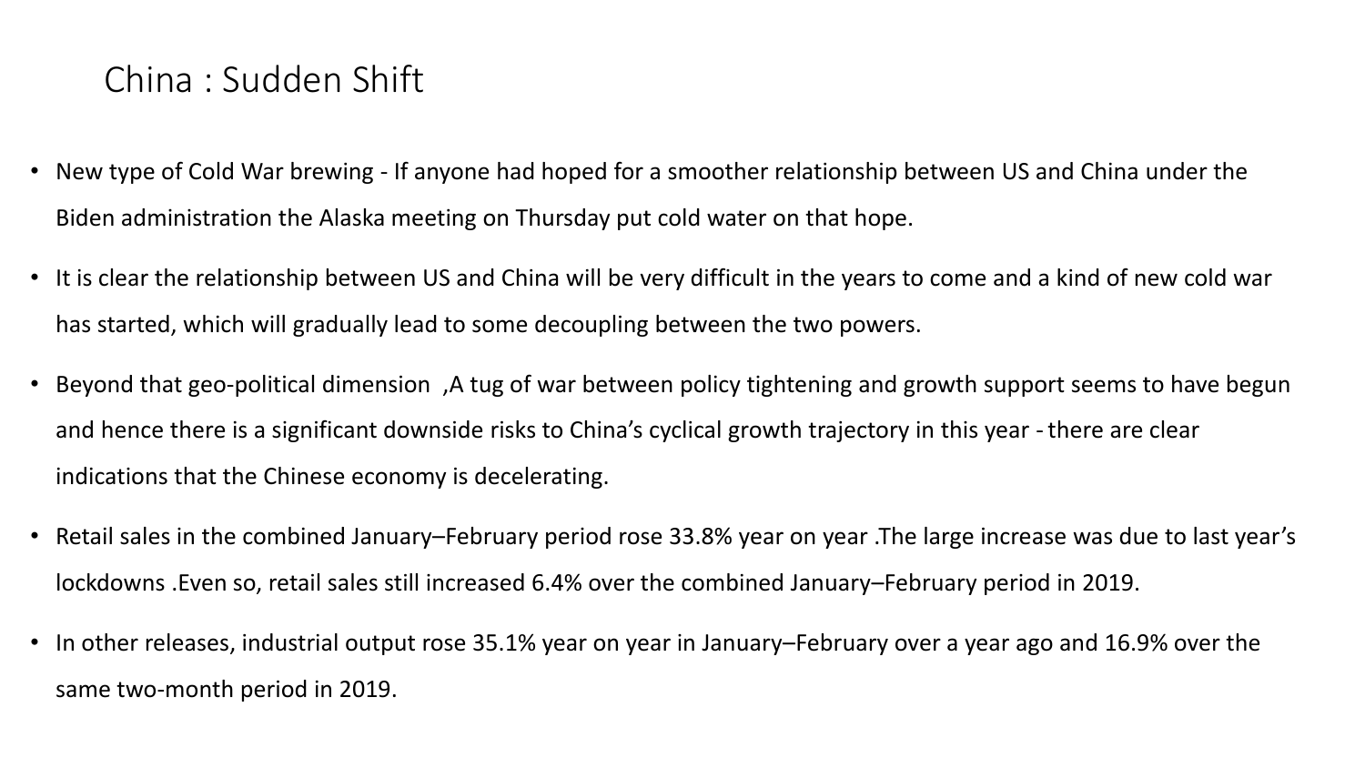# China : Sudden Shift

- New type of Cold War brewing - If anyone had hoped for a smoother relationship between US and China under the Biden administration the Alaska meeting on Thursday put cold water on that hope.
- It is clear the relationship between US and China will be very difficult in the years to come and a kind of new cold war has started, which will gradually lead to some decoupling between the two powers.
- Beyond that geo-political dimension ,A tug of war between policy tightening and growth support seems to have begun and hence there is a significant downside risks to China's cyclical growth trajectory in this year - there are clear indications that the Chinese economy is decelerating.
- Retail sales in the combined January–February period rose 33.8% year on year .The large increase was due to last year's lockdowns .Even so, retail sales still increased 6.4% over the combined January–February period in 2019.
- In other releases, industrial output rose 35.1% year on year in January–February over a year ago and 16.9% over the same two-month period in 2019.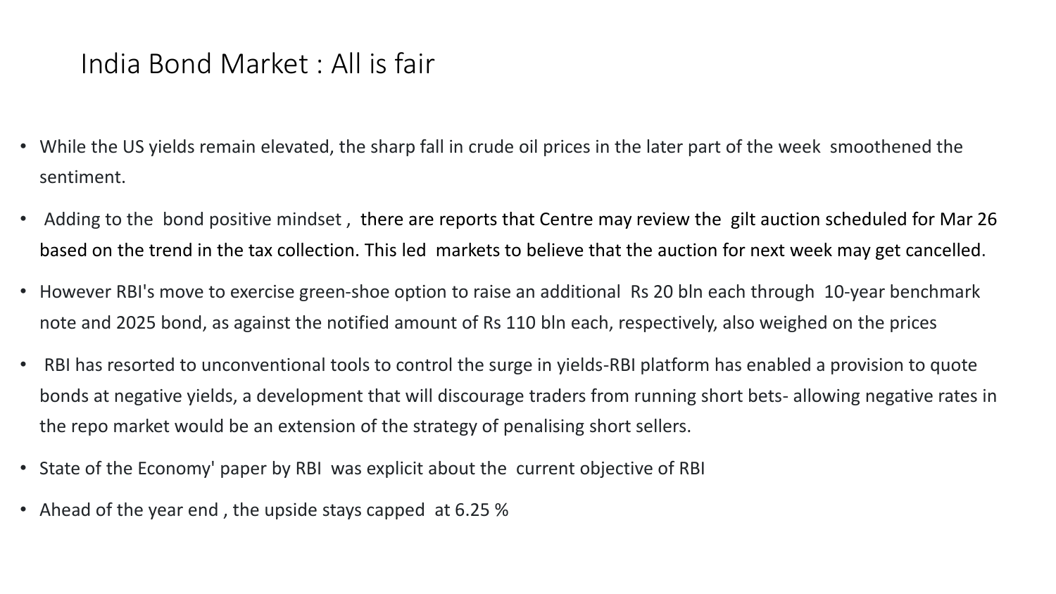# India Bond Market : All is fair

- While the US yields remain elevated, the sharp fall in crude oil prices in the later part of the week smoothened the sentiment.
- Adding to the bond positive mindset , there are reports that Centre may review the gilt auction scheduled for Mar 26 based on the trend in the tax collection. This led markets to believe that the auction for next week may get cancelled.
- However RBI's move to exercise green-shoe option to raise an additional Rs 20 bln each through 10-year benchmark note and 2025 bond, as against the notified amount of Rs 110 bln each, respectively, also weighed on the prices
- RBI has resorted to unconventional tools to control the surge in yields-RBI platform has enabled a provision to quote bonds at negative yields, a development that will discourage traders from running short bets- allowing negative rates in the repo market would be an extension of the strategy of penalising short sellers.
- State of the Economy' paper by RBI was explicit about the current objective of RBI
- Ahead of the year end , the upside stays capped at 6.25 %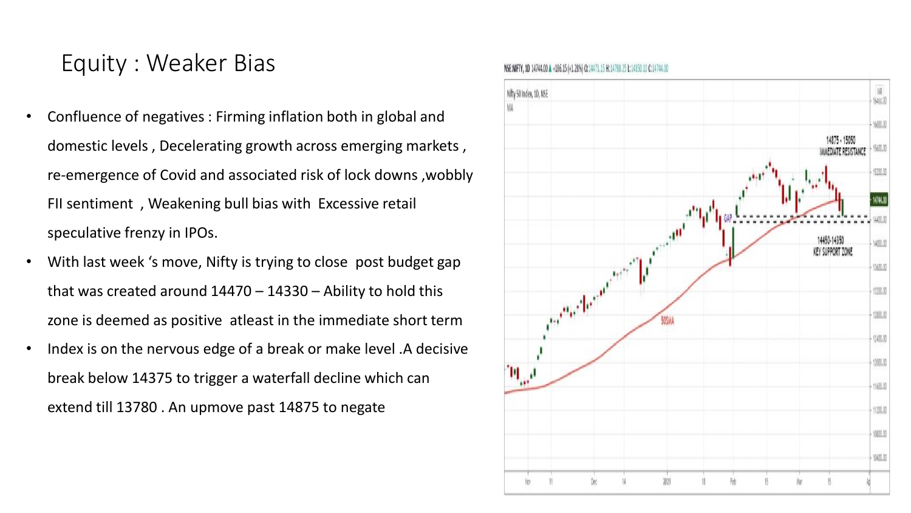# Equity : Weaker Bias

- Confluence of negatives : Firming inflation both in global and domestic levels , Decelerating growth across emerging markets , re-emergence of Covid and associated risk of lock downs ,wobbly FII sentiment , Weakening bull bias with Excessive retail speculative frenzy in IPOs.
- With last week 's move, Nifty is trying to close post budget gap that was created around 14470 – 14330 – Ability to hold this zone is deemed as positive atleast in the immediate short term
- Index is on the nervous edge of a break or make level .A decisive break below 14375 to trigger a waterfall decline which can extend till 13780 . An upmove past 14875 to negate

NSE:NIFTY, 1D 14744.00 ▲ +186.15 (+1.28%) O:14471.15 H:14788.25 L:14350.10 C:14744.00

Nifty 50 Index, 1D, NSE

MA

14875 - 15050
IMMEDIATE RESISTANCE

GAP

14450-14350
KEY SUPPORT ZONE

50SMA

14744.00